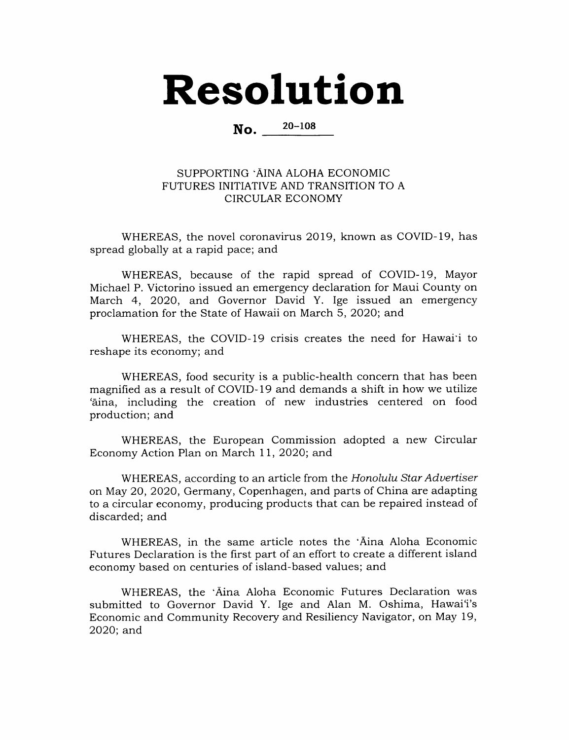# Resolution

**No. 20-108**

SUPPORTING 'ĀINA ALOHA ECONOMIC FUTURES INITIATIVE AND TRANSITION TO A CIRCULAR ECONOMY

WHEREAS, the novel coronavirus 2019, known as COVID-19, has spread globally at a rapid pace; and

WHEREAS, because of the rapid spread of COVID-19, Mayor Michael P. Victorino issued an emergency declaration for Maui County on March 4, 2020, and Governor David Y. Ige issued an emergency proclamation for the State of Hawaii on March 5, 2020; and

WHEREAS, the COVID-19 crisis creates the need for Hawai'i to reshape its economy; and

WHEREAS, food security is a public-health concern that has been magnified as a result of COVID-19 and demands a shift in how we utilize 'āina, including the creation of new industries centered on food production; and

WHEREAS, the European Commission adopted a new Circular Economy Action Plan on March 11, 2020; and

WHEREAS, according to an article from the *Honolulu Star Advertiser* on May 20, 2020, Germany, Copenhagen, and parts of China are adapting to a circular economy, producing products that can be repaired instead of discarded; and

WHEREAS, in the same article notes the 'Āina Aloha Economic Futures Declaration is the first part of an effort to create a different island economy based on centuries of island-based values; and

WHEREAS, the 'Āina Aloha Economic Futures Declaration was submitted to Governor David Y. Ige and Alan M. Oshima, Hawai'i's Economic and Community Recovery and Resiliency Navigator, on May 19, 2020; and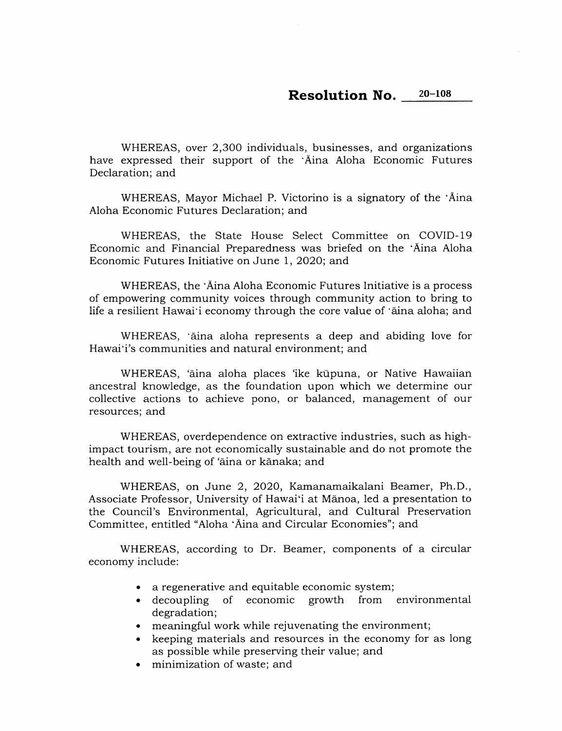**Resolution No. 20-108**

WHEREAS, over 2,300 individuals, businesses, and organizations have expressed their support of the ʻĀina Aloha Economic Futures Declaration; and

WHEREAS, Mayor Michael P. Victorino is a signatory of the ʻĀina Aloha Economic Futures Declaration; and

WHEREAS, the State House Select Committee on COVID-19 Economic and Financial Preparedness was briefed on the ʻĀina Aloha Economic Futures Initiative on June 1, 2020; and

WHEREAS, the ʻĀina Aloha Economic Futures Initiative is a process of empowering community voices through community action to bring to life a resilient Hawaiʻi economy through the core value of ʻāina aloha; and

WHEREAS, ʻāina aloha represents a deep and abiding love for Hawaiʻi's communities and natural environment; and

WHEREAS, ʻāina aloha places ʻike kūpuna, or Native Hawaiian ancestral knowledge, as the foundation upon which we determine our collective actions to achieve pono, or balanced, management of our resources; and

WHEREAS, overdependence on extractive industries, such as high-impact tourism, are not economically sustainable and do not promote the health and well-being of ʻāina or kānaka; and

WHEREAS, on June 2, 2020, Kamanamaikalani Beamer, Ph.D., Associate Professor, University of Hawaiʻi at Mānoa, led a presentation to the Council's Environmental, Agricultural, and Cultural Preservation Committee, entitled "Aloha ʻĀina and Circular Economies"; and

WHEREAS, according to Dr. Beamer, components of a circular economy include:

- a regenerative and equitable economic system;
- decoupling of economic growth from environmental degradation;
- meaningful work while rejuvenating the environment;
- keeping materials and resources in the economy for as long as possible while preserving their value; and
- minimization of waste; and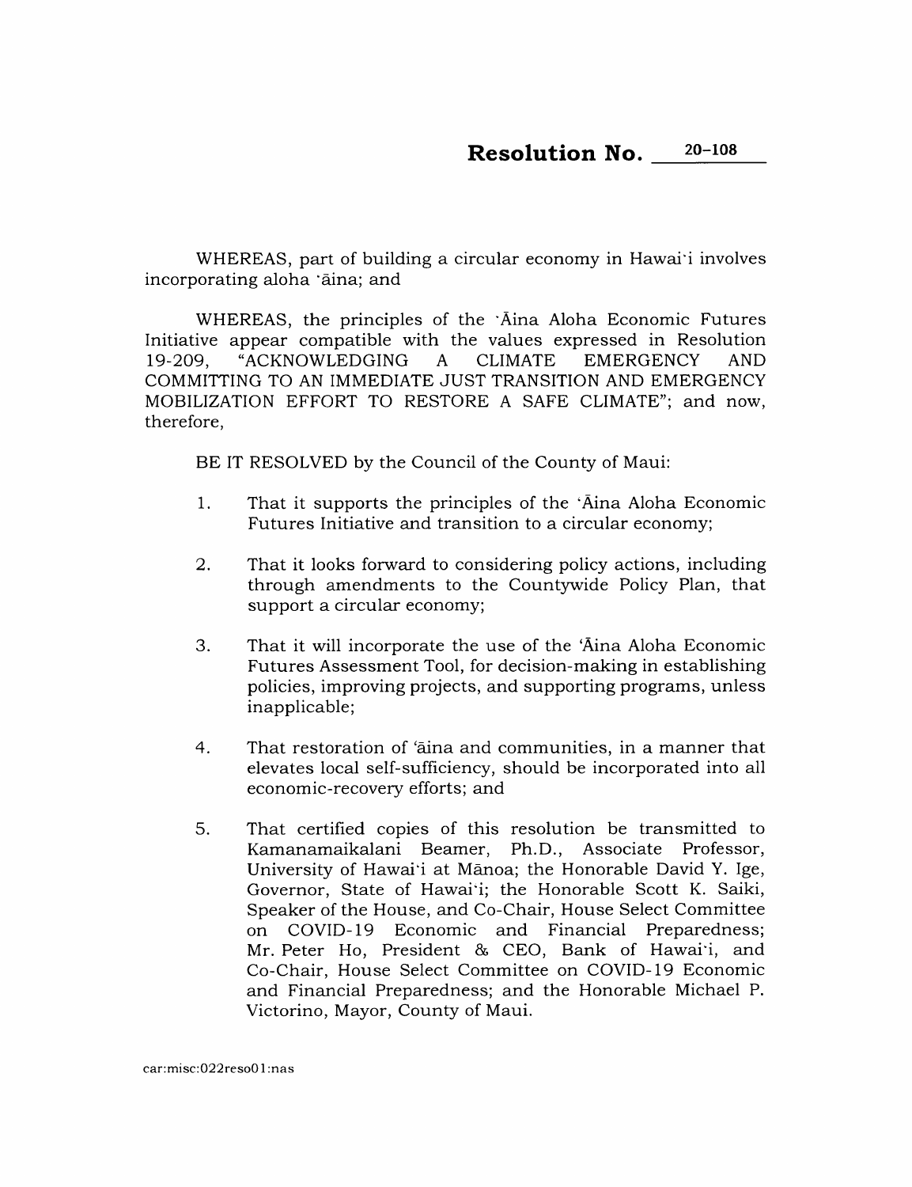**Resolution No. 20-108**

WHEREAS, part of building a circular economy in Hawai'i involves incorporating aloha 'āina; and

WHEREAS, the principles of the 'Āina Aloha Economic Futures Initiative appear compatible with the values expressed in Resolution 19-209, "ACKNOWLEDGING A CLIMATE EMERGENCY AND COMMITTING TO AN IMMEDIATE JUST TRANSITION AND EMERGENCY MOBILIZATION EFFORT TO RESTORE A SAFE CLIMATE"; and now, therefore,

BE IT RESOLVED by the Council of the County of Maui:

1. That it supports the principles of the 'Āina Aloha Economic Futures Initiative and transition to a circular economy;

2. That it looks forward to considering policy actions, including through amendments to the Countywide Policy Plan, that support a circular economy;

3. That it will incorporate the use of the 'Āina Aloha Economic Futures Assessment Tool, for decision-making in establishing policies, improving projects, and supporting programs, unless inapplicable;

4. That restoration of 'āina and communities, in a manner that elevates local self-sufficiency, should be incorporated into all economic-recovery efforts; and

5. That certified copies of this resolution be transmitted to Kamanamaikalani Beamer, Ph.D., Associate Professor, University of Hawai'i at Mānoa; the Honorable David Y. Ige, Governor, State of Hawai'i; the Honorable Scott K. Saiki, Speaker of the House, and Co-Chair, House Select Committee on COVID-19 Economic and Financial Preparedness; Mr. Peter Ho, President & CEO, Bank of Hawai'i, and Co-Chair, House Select Committee on COVID-19 Economic and Financial Preparedness; and the Honorable Michael P. Victorino, Mayor, County of Maui.

car:misc:022reso01:nas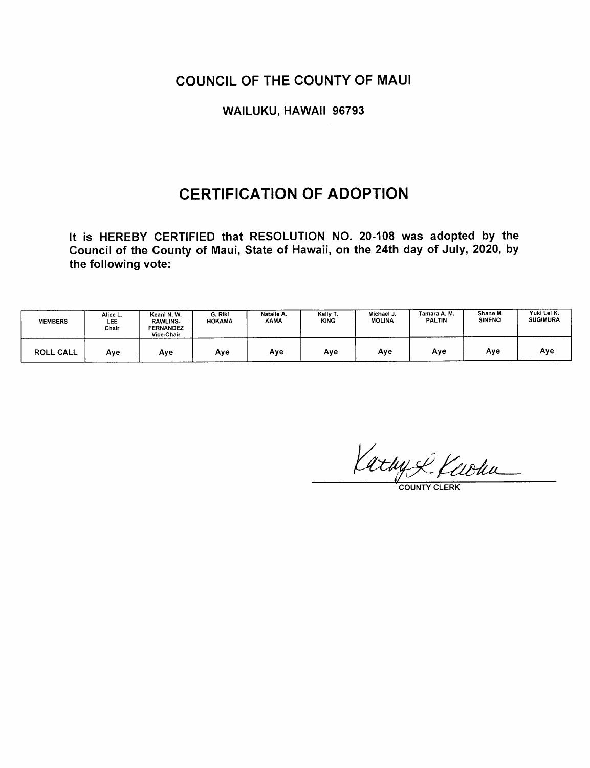# COUNCIL OF THE COUNTY OF MAUI

## WAILUKU, HAWAII 96793

# CERTIFICATION OF ADOPTION

**It is HEREBY CERTIFIED that RESOLUTION NO. 20-108 was adopted by the Council of the County of Maui, State of Hawaii, on the 24th day of July, 2020, by the following vote:**

| MEMBERS | Alice L. LEE Chair | Keani N. W. RAWLINS-FERNANDEZ Vice-Chair | G. Riki HOKAMA | Natalie A. KAMA | Kelly T. KING | Michael J. MOLINA | Tamara A. M. PALTIN | Shane M. SINENCI | Yuki Lei K. SUGIMURA |
|---|---|---|---|---|---|---|---|---|---|
| ROLL CALL | Aye | Aye | Aye | Aye | Aye | Aye | Aye | Aye | Aye |

Kathy L. Kaohu

COUNTY CLERK